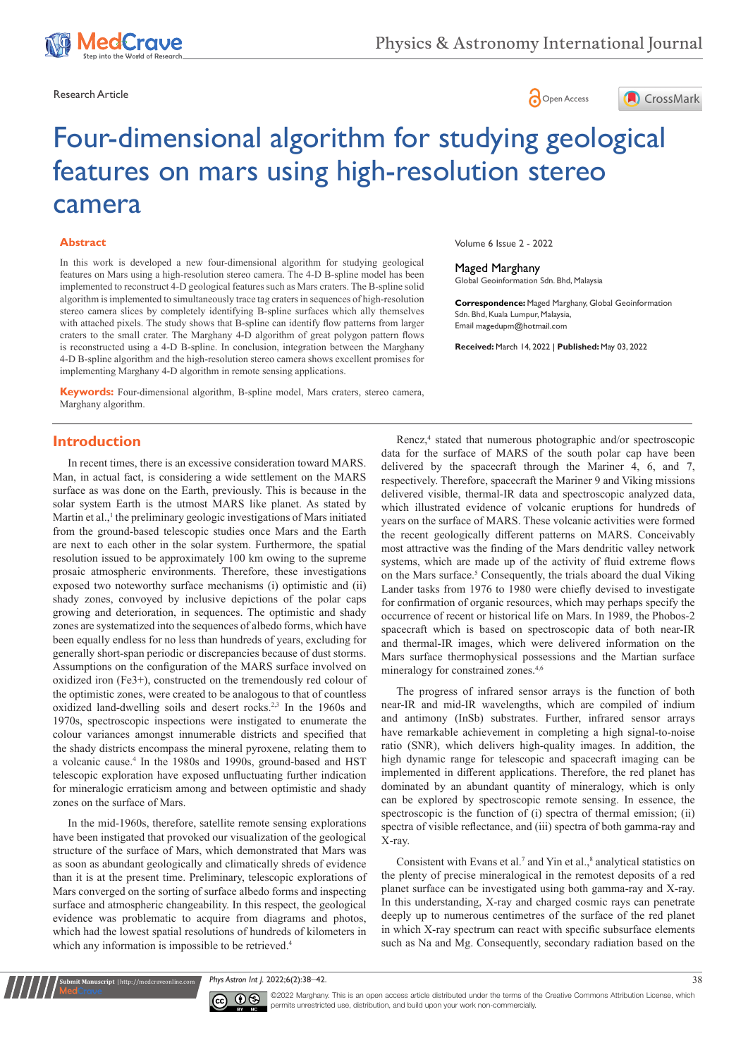Research Article

Open Access

# Four-dimensional algorithm for studying geological features on mars using high-resolution stereo camera

## Abstract

In this work is developed a new four-dimensional algorithm for studying geological features on Mars using a high-resolution stereo camera. The 4-D B-spline model has been implemented to reconstruct 4-D geological features such as Mars craters. The B-spline solid algorithm is implemented to simultaneously trace tag craters in sequences of high-resolution stereo camera slices by completely identifying B-spline surfaces which ally themselves with attached pixels. The study shows that B-spline can identify flow patterns from larger craters to the small crater. The Marghany 4-D algorithm of great polygon pattern flows is reconstructed using a 4-D B-spline. In conclusion, integration between the Marghany 4-D B-spline algorithm and the high-resolution stereo camera shows excellent promises for implementing Marghany 4-D algorithm in remote sensing applications.

**Keywords:** Four-dimensional algorithm, B-spline model, Mars craters, stereo camera, Marghany algorithm.

Volume 6 Issue 2 - 2022

Maged Marghany

Global Geoinformation Sdn. Bhd, Malaysia

**Correspondence:** Maged Marghany, Global Geoinformation Sdn. Bhd, Kuala Lumpur, Malaysia, Email magedupm@hotmail.com

**Received:** March 14, 2022 | **Published:** May 03, 2022

## Introduction

In recent times, there is an excessive consideration toward MARS. Man, in actual fact, is considering a wide settlement on the MARS surface as was done on the Earth, previously. This is because in the solar system Earth is the utmost MARS like planet. As stated by Martin et al.,[1] the preliminary geologic investigations of Mars initiated from the ground-based telescopic studies once Mars and the Earth are next to each other in the solar system. Furthermore, the spatial resolution issued to be approximately 100 km owing to the supreme prosaic atmospheric environments. Therefore, these investigations exposed two noteworthy surface mechanisms (i) optimistic and (ii) shady zones, convoyed by inclusive depictions of the polar caps growing and deterioration, in sequences. The optimistic and shady zones are systematized into the sequences of albedo forms, which have been equally endless for no less than hundreds of years, excluding for generally short-span periodic or discrepancies because of dust storms. Assumptions on the configuration of the MARS surface involved on oxidized iron ($Fe^{3+}$), constructed on the tremendously red colour of the optimistic zones, were created to be analogous to that of countless oxidized land-dwelling soils and desert rocks.[2,3] In the 1960s and 1970s, spectroscopic inspections were instigated to enumerate the colour variances amongst innumerable districts and specified that the shady districts encompass the mineral pyroxene, relating them to a volcanic cause.[4] In the 1980s and 1990s, ground-based and HST telescopic exploration have exposed unfluctuating further indication for mineralogic erraticism among and between optimistic and shady zones on the surface of Mars.

In the mid-1960s, therefore, satellite remote sensing explorations have been instigated that provoked our visualization of the geological structure of the surface of Mars, which demonstrated that Mars was as soon as abundant geologically and climatically shreds of evidence than it is at the present time. Preliminary, telescopic explorations of Mars converged on the sorting of surface albedo forms and inspecting surface and atmospheric changeability. In this respect, the geological evidence was problematic to acquire from diagrams and photos, which had the lowest spatial resolutions of hundreds of kilometers in which any information is impossible to be retrieved.[4]

Rencz,[4] stated that numerous photographic and/or spectroscopic data for the surface of MARS of the south polar cap have been delivered by the spacecraft through the Mariner 4, 6, and 7, respectively. Therefore, spacecraft the Mariner 9 and Viking missions delivered visible, thermal-IR data and spectroscopic analyzed data, which illustrated evidence of volcanic eruptions for hundreds of years on the surface of MARS. These volcanic activities were formed the recent geologically different patterns on MARS. Conceivably most attractive was the finding of the Mars dendritic valley network systems, which are made up of the activity of fluid extreme flows on the Mars surface.[5] Consequently, the trials aboard the dual Viking Lander tasks from 1976 to 1980 were chiefly devised to investigate for confirmation of organic resources, which may perhaps specify the occurrence of recent or historical life on Mars. In 1989, the Phobos-2 spacecraft which is based on spectroscopic data of both near-IR and thermal-IR images, which were delivered information on the Mars surface thermophysical possessions and the Martian surface mineralogy for constrained zones.[4,6]

The progress of infrared sensor arrays is the function of both near-IR and mid-IR wavelengths, which are compiled of indium and antimony (InSb) substrates. Further, infrared sensor arrays have remarkable achievement in completing a high signal-to-noise ratio (SNR), which delivers high-quality images. In addition, the high dynamic range for telescopic and spacecraft imaging can be implemented in different applications. Therefore, the red planet has dominated by an abundant quantity of mineralogy, which is only can be explored by spectroscopic remote sensing. In essence, the spectroscopic is the function of (i) spectra of thermal emission; (ii) spectra of visible reflectance, and (iii) spectra of both gamma-ray and X-ray.

Consistent with Evans et al.[7] and Yin et al.,[8] analytical statistics on the plenty of precise mineralogical in the remotest deposits of a red planet surface can be investigated using both gamma-ray and X-ray. In this understanding, X-ray and charged cosmic rays can penetrate deeply up to numerous centimetres of the surface of the red planet in which X-ray spectrum can react with specific subsurface elements such as Na and Mg. Consequently, secondary radiation based on the

©2022 Marghany. This is an open access article distributed under the terms of the Creative Commons Attribution License, which permits unrestricted use, distribution, and build upon your work non-commercially.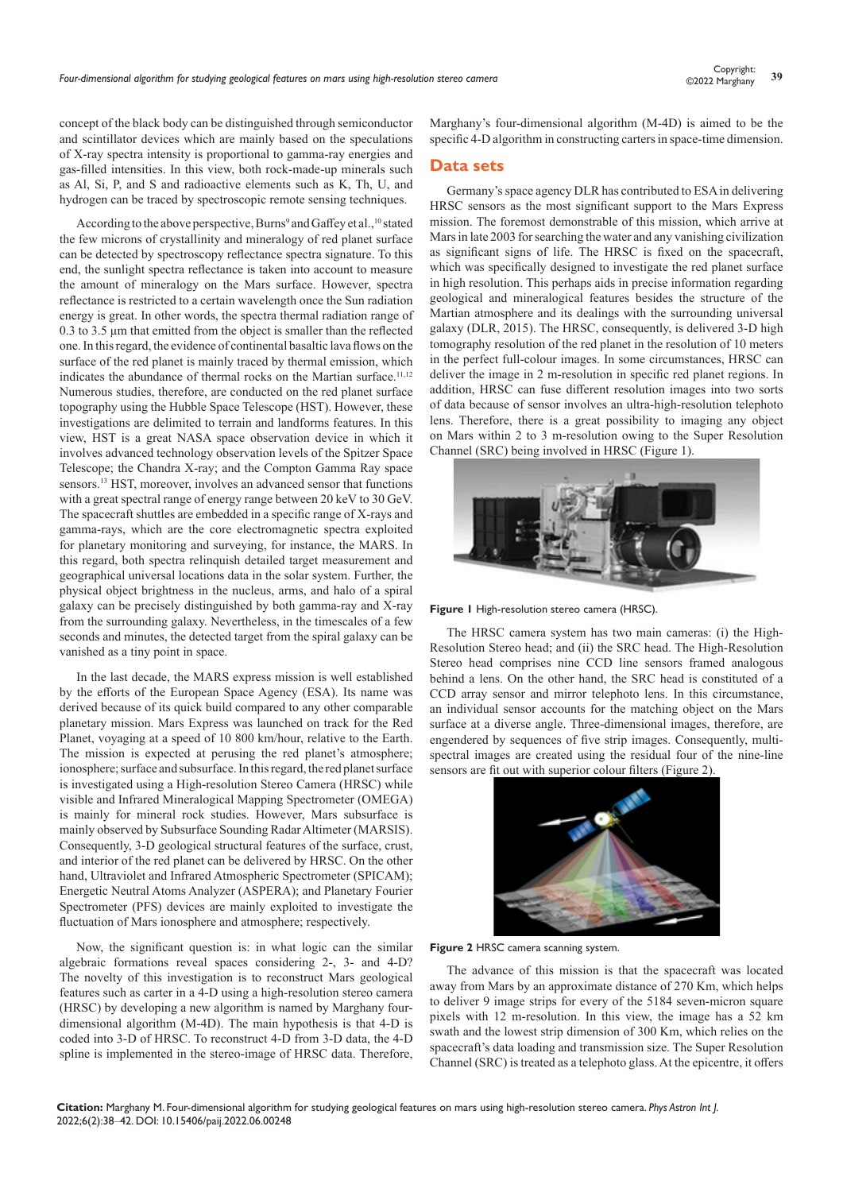concept of the black body can be distinguished through semiconductor and scintillator devices which are mainly based on the speculations of X-ray spectra intensity is proportional to gamma-ray energies and gas-filled intensities. In this view, both rock-made-up minerals such as Al, Si, P, and S and radioactive elements such as K, Th, U, and hydrogen can be traced by spectroscopic remote sensing techniques.

According to the above perspective, Burns[9] and Gaffey et al.,[10] stated the few microns of crystallinity and mineralogy of red planet surface can be detected by spectroscopy reflectance spectra signature. To this end, the sunlight spectra reflectance is taken into account to measure the amount of mineralogy on the Mars surface. However, spectra reflectance is restricted to a certain wavelength once the Sun radiation energy is great. In other words, the spectra thermal radiation range of 0.3 to 3.5 µm that emitted from the object is smaller than the reflected one. In this regard, the evidence of continental basaltic lava flows on the surface of the red planet is mainly traced by thermal emission, which indicates the abundance of thermal rocks on the Martian surface.[11,12] Numerous studies, therefore, are conducted on the red planet surface topography using the Hubble Space Telescope (HST). However, these investigations are delimited to terrain and landforms features. In this view, HST is a great NASA space observation device in which it involves advanced technology observation levels of the Spitzer Space Telescope; the Chandra X-ray; and the Compton Gamma Ray space sensors.[13] HST, moreover, involves an advanced sensor that functions with a great spectral range of energy range between 20 keV to 30 GeV. The spacecraft shuttles are embedded in a specific range of X-rays and gamma-rays, which are the core electromagnetic spectra exploited for planetary monitoring and surveying, for instance, the MARS. In this regard, both spectra relinquish detailed target measurement and geographical universal locations data in the solar system. Further, the physical object brightness in the nucleus, arms, and halo of a spiral galaxy can be precisely distinguished by both gamma-ray and X-ray from the surrounding galaxy. Nevertheless, in the timescales of a few seconds and minutes, the detected target from the spiral galaxy can be vanished as a tiny point in space.

In the last decade, the MARS express mission is well established by the efforts of the European Space Agency (ESA). Its name was derived because of its quick build compared to any other comparable planetary mission. Mars Express was launched on track for the Red Planet, voyaging at a speed of 10 800 km/hour, relative to the Earth. The mission is expected at perusing the red planet's atmosphere; ionosphere; surface and subsurface. In this regard, the red planet surface is investigated using a High-resolution Stereo Camera (HRSC) while visible and Infrared Mineralogical Mapping Spectrometer (OMEGA) is mainly for mineral rock studies. However, Mars subsurface is mainly observed by Subsurface Sounding Radar Altimeter (MARSIS). Consequently, 3-D geological structural features of the surface, crust, and interior of the red planet can be delivered by HRSC. On the other hand, Ultraviolet and Infrared Atmospheric Spectrometer (SPICAM); Energetic Neutral Atoms Analyzer (ASPERA); and Planetary Fourier Spectrometer (PFS) devices are mainly exploited to investigate the fluctuation of Mars ionosphere and atmosphere; respectively.

Now, the significant question is: in what logic can the similar algebraic formations reveal spaces considering 2-, 3- and 4-D? The novelty of this investigation is to reconstruct Mars geological features such as carter in a 4-D using a high-resolution stereo camera (HRSC) by developing a new algorithm is named by Marghany four-dimensional algorithm (M-4D). The main hypothesis is that 4-D is coded into 3-D of HRSC. To reconstruct 4-D from 3-D data, the 4-D spline is implemented in the stereo-image of HRSC data. Therefore, Marghany's four-dimensional algorithm (M-4D) is aimed to be the specific 4-D algorithm in constructing carters in space-time dimension.

## Data sets

Germany's space agency DLR has contributed to ESA in delivering HRSC sensors as the most significant support to the Mars Express mission. The foremost demonstrable of this mission, which arrive at Mars in late 2003 for searching the water and any vanishing civilization as significant signs of life. The HRSC is fixed on the spacecraft, which was specifically designed to investigate the red planet surface in high resolution. This perhaps aids in precise information regarding geological and mineralogical features besides the structure of the Martian atmosphere and its dealings with the surrounding universal galaxy (DLR, 2015). The HRSC, consequently, is delivered 3-D high tomography resolution of the red planet in the resolution of 10 meters in the perfect full-colour images. In some circumstances, HRSC can deliver the image in 2 m-resolution in specific red planet regions. In addition, HRSC can fuse different resolution images into two sorts of data because of sensor involves an ultra-high-resolution telephoto lens. Therefore, there is a great possibility to imaging any object on Mars within 2 to 3 m-resolution owing to the Super Resolution Channel (SRC) being involved in HRSC (Figure 1).

**Figure 1** High-resolution stereo camera (HRSC).

The HRSC camera system has two main cameras: (i) the High-Resolution Stereo head; and (ii) the SRC head. The High-Resolution Stereo head comprises nine CCD line sensors framed analogous behind a lens. On the other hand, the SRC head is constituted of a CCD array sensor and mirror telephoto lens. In this circumstance, an individual sensor accounts for the matching object on the Mars surface at a diverse angle. Three-dimensional images, therefore, are engendered by sequences of five strip images. Consequently, multi-spectral images are created using the residual four of the nine-line sensors are fit out with superior colour filters (Figure 2).

**Figure 2** HRSC camera scanning system.

The advance of this mission is that the spacecraft was located away from Mars by an approximate distance of 270 Km, which helps to deliver 9 image strips for every of the 5184 seven-micron square pixels with 12 m-resolution. In this view, the image has a 52 km swath and the lowest strip dimension of 300 Km, which relies on the spacecraft's data loading and transmission size. The Super Resolution Channel (SRC) is treated as a telephoto glass. At the epicentre, it offers

**Citation:** Marghany M. Four-dimensional algorithm for studying geological features on mars using high-resolution stereo camera. *Phys Astron Int J.* 2022;6(2):38‒42. DOI: 10.15406/paij.2022.06.00248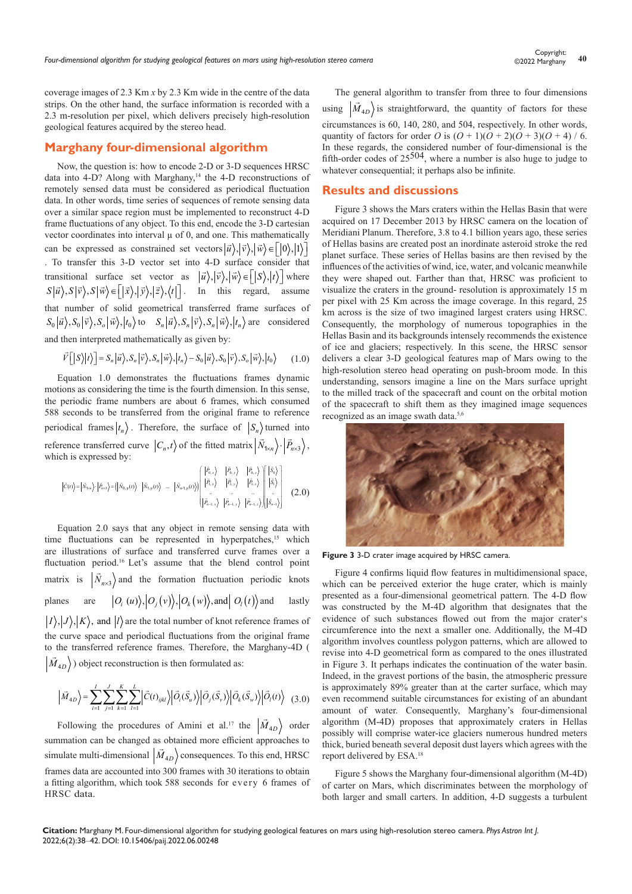coverage images of 2.3 Km *x* by 2.3 Km wide in the centre of the data strips. On the other hand, the surface information is recorded with a 2.3 m-resolution per pixel, which delivers precisely high-resolution geological features acquired by the stereo head.

## Marghany four-dimensional algorithm

Now, the question is: how to encode 2-D or 3-D sequences HRSC data into 4-D? Along with Marghany,[14] the 4-D reconstructions of remotely sensed data must be considered as periodical fluctuation data. In other words, time series of sequences of remote sensing data over a similar space region must be implemented to reconstruct 4-D frame fluctuations of any object. To this end, encode the 3-D cartesian vector coordinates into interval μ of 0, and one. This mathematically can be expressed as constrained set vectors $|\vec{u}\rangle, |\vec{v}\rangle, |\vec{w}\rangle \in \left[|0\rangle, |1\rangle\right]$. To transfer this 3-D vector set into 4-D surface consider that transitional surface set vector as $|\vec{u}\rangle, |\vec{v}\rangle, |\vec{w}\rangle \in \left[|S\rangle, |t\rangle\right]$ where $S|\vec{u}\rangle, S|\vec{v}\rangle, S|\vec{w}\rangle \in \left[|\vec{x}\rangle, |\vec{y}\rangle, |\vec{z}\rangle, \langle t|\right]$. In this regard, assume that number of solid geometrical transferred frame surfaces of $S_0|\vec{u}\rangle, S_0|\vec{v}\rangle, S_o|\vec{w}\rangle, |t_0\rangle$ to $S_n|\vec{u}\rangle, S_n|\vec{v}\rangle, S_n|\vec{w}\rangle, |t_n\rangle$ are considered and then interpreted mathematically as given by:

$$\vec{V}\left[|S\rangle|t\rangle\right] = S_n|\vec{u}\rangle, S_n|\vec{v}\rangle, S_n|\vec{w}\rangle, |t_n\rangle - S_0|\vec{u}\rangle, S_0|\vec{v}\rangle, S_o|\vec{w}\rangle, |t_0\rangle \qquad (1.0)$$

Equation 1.0 demonstrates the fluctuations frames dynamic motions as considering the time is the fourth dimension. In this sense, the periodic frame numbers are about 6 frames, which consumed 588 seconds to be transferred from the original frame to reference periodical frames $|t_n\rangle$. Therefore, the surface of $|S_n\rangle$ turned into reference transferred curve $|C_n, t\rangle$ of the fitted matrix $|\vec{N}_{1\times n}\rangle \cdot |\vec{P}_{n\times 3}\rangle$, which is expressed by:

$$|\vec{C}(t)\rangle = |\vec{N}_{1\times n}\rangle \cdot |\vec{P}_{n\times 3}\rangle = \left(|\vec{N}_{0,p}(t)\rangle \;\; |\vec{N}_{1,p}(t)\rangle \;\; \cdots \;\; |\vec{N}_{n-1,p}(t)\rangle\right) \begin{pmatrix} |\vec{P}_{0,x}\rangle & |\vec{P}_{0,y}\rangle & |\vec{P}_{0,z}\rangle \\ |\vec{P}_{1,x}\rangle & |\vec{P}_{1,y}\rangle & |\vec{P}_{1,z}\rangle \\ \cdots & \cdots & \cdots \\ |\vec{P}_{n-1,x}\rangle & |\vec{P}_{n-1,y}\rangle & |\vec{P}_{n-1,z}\rangle \end{pmatrix} \begin{pmatrix} |\vec{S}_0\rangle \\ |\vec{S}_1\rangle \\ \cdots \\ |\vec{S}_{n-1}\rangle \end{pmatrix} \qquad (2.0)$$

Equation 2.0 says that any object in remote sensing data with time fluctuations can be represented in hyperpatches,[15] which are illustrations of surface and transferred curve frames over a fluctuation period.[16] Let's assume that the blend control point matrix is $|\vec{N}_{n\times 3}\rangle$ and the formation fluctuation periodic knots planes are $|O_i(u)\rangle, |O_j(v)\rangle, |O_k(w)\rangle$, and $|O_l(t)\rangle$ and lastly $|I\rangle, |J\rangle, |K\rangle$, and $|l\rangle$ are the total number of knot reference frames of the curve space and periodical fluctuations from the original frame to the transferred reference frames. Therefore, the Marghany-4D ($|\vec{M}_{4D}\rangle$) object reconstruction is then formulated as:

$$|\vec{M}_{4D}\rangle = \sum_{i=1}^{I}\sum_{j=1}^{J}\sum_{k=1}^{K}\sum_{l=1}^{L} |\vec{C}(t)_{ijkl}\rangle |\vec{O}_i(\vec{S}_u)\rangle |\vec{O}_j(\vec{S}_v)\rangle |\vec{O}_k(\vec{S}_w)\rangle |\vec{O}_l(t)\rangle \qquad (3.0)$$

Following the procedures of Amini et al.[17] the $|\vec{M}_{4D}\rangle$ order summation can be changed as obtained more efficient approaches to simulate multi-dimensional $|\vec{M}_{4D}\rangle$ consequences. To this end, HRSC frames data are accounted into 300 frames with 30 iterations to obtain a fitting algorithm, which took 588 seconds for every 6 frames of HRSC data.

The general algorithm to transfer from three to four dimensions using $|\vec{M}_{4D}\rangle$ is straightforward, the quantity of factors for these circumstances is 60, 140, 280, and 504, respectively. In other words, quantity of factors for order *O* is $(O + 1)(O + 2)(O + 3)(O + 4) / 6$. In these regards, the considered number of four-dimensional is the fifth-order codes of $25^{504}$, where a number is also huge to judge to whatever consequential; it perhaps also be infinite.

## Results and discussions

Figure 3 shows the Mars craters within the Hellas Basin that were acquired on 17 December 2013 by HRSC camera on the location of Meridiani Planum. Therefore, 3.8 to 4.1 billion years ago, these series of Hellas basins are created post an inordinate asteroid stroke the red planet surface. These series of Hellas basins are then revised by the influences of the activities of wind, ice, water, and volcanic meanwhile they were shaped out. Farther than that, HRSC was proficient to visualize the craters in the ground- resolution is approximately 15 m per pixel with 25 Km across the image coverage. In this regard, 25 km across is the size of two imagined largest craters using HRSC. Consequently, the morphology of numerous topographies in the Hellas Basin and its backgrounds intensely recommends the existence of ice and glaciers; respectively. In this scene, the HRSC sensor delivers a clear 3-D geological features map of Mars owing to the high-resolution stereo head operating on push-broom mode. In this understanding, sensors imagine a line on the Mars surface upright to the milled track of the spacecraft and count on the orbital motion of the spacecraft to shift them as they imagined image sequences recognized as an image swath data.[5,6]

**Figure 3** 3-D crater image acquired by HRSC camera.

Figure 4 confirms liquid flow features in multidimensional space, which can be perceived exterior the huge crater, which is mainly presented as a four-dimensional geometrical pattern. The 4-D flow was constructed by the M-4D algorithm that designates that the evidence of such substances flowed out from the major crater's circumference into the next a smaller one. Additionally, the M-4D algorithm involves countless polygon patterns, which are allowed to revise into 4-D geometrical form as compared to the ones illustrated in Figure 3. It perhaps indicates the continuation of the water basin. Indeed, in the gravest portions of the basin, the atmospheric pressure is approximately 89% greater than at the carter surface, which may even recommend suitable circumstances for existing of an abundant amount of water. Consequently, Marghany's four-dimensional algorithm (M-4D) proposes that approximately craters in Hellas possibly will comprise water-ice glaciers numerous hundred meters thick, buried beneath several deposit dust layers which agrees with the report delivered by ESA.[18]

Figure 5 shows the Marghany four-dimensional algorithm (M-4D) of carter on Mars, which discriminates between the morphology of both larger and small carters. In addition, 4-D suggests a turbulent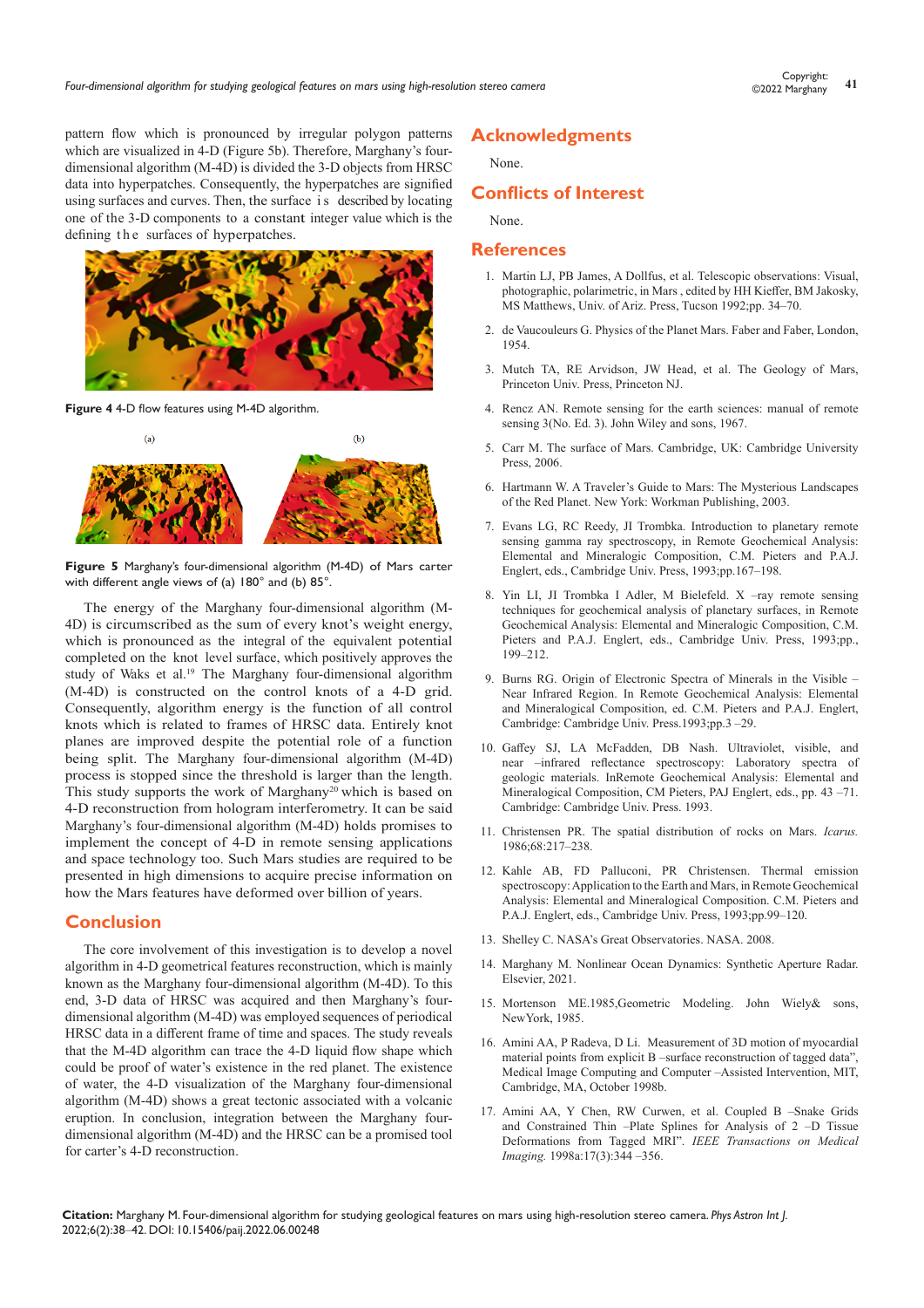pattern flow which is pronounced by irregular polygon patterns which are visualized in 4-D (Figure 5b). Therefore, Marghany's four-dimensional algorithm (M-4D) is divided the 3-D objects from HRSC data into hyperpatches. Consequently, the hyperpatches are signified using surfaces and curves. Then, the surface is described by locating one of the 3-D components to a constant integer value which is the defining the surfaces of hyperpatches.

**Figure 4** 4-D flow features using M-4D algorithm.

**Figure 5** Marghany's four-dimensional algorithm (M-4D) of Mars carter with different angle views of (a) 180° and (b) 85°.

The energy of the Marghany four-dimensional algorithm (M-4D) is circumscribed as the sum of every knot's weight energy, which is pronounced as the integral of the equivalent potential completed on the knot level surface, which positively approves the study of Waks et al.[19] The Marghany four-dimensional algorithm (M-4D) is constructed on the control knots of a 4-D grid. Consequently, algorithm energy is the function of all control knots which is related to frames of HRSC data. Entirely knot planes are improved despite the potential role of a function being split. The Marghany four-dimensional algorithm (M-4D) process is stopped since the threshold is larger than the length. This study supports the work of Marghany[20] which is based on 4-D reconstruction from hologram interferometry. It can be said Marghany's four-dimensional algorithm (M-4D) holds promises to implement the concept of 4-D in remote sensing applications and space technology too. Such Mars studies are required to be presented in high dimensions to acquire precise information on how the Mars features have deformed over billion of years.

## Conclusion

The core involvement of this investigation is to develop a novel algorithm in 4-D geometrical features reconstruction, which is mainly known as the Marghany four-dimensional algorithm (M-4D). To this end, 3-D data of HRSC was acquired and then Marghany's four-dimensional algorithm (M-4D) was employed sequences of periodical HRSC data in a different frame of time and spaces. The study reveals that the M-4D algorithm can trace the 4-D liquid flow shape which could be proof of water's existence in the red planet. The existence of water, the 4-D visualization of the Marghany four-dimensional algorithm (M-4D) shows a great tectonic associated with a volcanic eruption. In conclusion, integration between the Marghany four-dimensional algorithm (M-4D) and the HRSC can be a promised tool for carter's 4-D reconstruction.

## Acknowledgments

None.

## Conflicts of Interest

None.

## References

1. Martin LJ, PB James, A Dollfus, et al. Telescopic observations: Visual, photographic, polarimetric, in Mars , edited by HH Kieffer, BM Jakosky, MS Matthews, Univ. of Ariz. Press, Tucson 1992;pp. 34–70.
2. de Vaucouleurs G. Physics of the Planet Mars. Faber and Faber, London, 1954.
3. Mutch TA, RE Arvidson, JW Head, et al. The Geology of Mars, Princeton Univ. Press, Princeton NJ.
4. Rencz AN. Remote sensing for the earth sciences: manual of remote sensing 3(No. Ed. 3). John Wiley and sons, 1967.
5. Carr M. The surface of Mars. Cambridge, UK: Cambridge University Press, 2006.
6. Hartmann W. A Traveler's Guide to Mars: The Mysterious Landscapes of the Red Planet. New York: Workman Publishing, 2003.
7. Evans LG, RC Reedy, JI Trombka. Introduction to planetary remote sensing gamma ray spectroscopy, in Remote Geochemical Analysis: Elemental and Mineralogic Composition, C.M. Pieters and P.A.J. Englert, eds., Cambridge Univ. Press, 1993;pp.167–198.
8. Yin LI, JI Trombka I Adler, M Bielefeld. X –ray remote sensing techniques for geochemical analysis of planetary surfaces, in Remote Geochemical Analysis: Elemental and Mineralogic Composition, C.M. Pieters and P.A.J. Englert, eds., Cambridge Univ. Press, 1993;pp., 199–212.
9. Burns RG. Origin of Electronic Spectra of Minerals in the Visible – Near Infrared Region. In Remote Geochemical Analysis: Elemental and Mineralogical Composition, ed. C.M. Pieters and P.A.J. Englert, Cambridge: Cambridge Univ. Press.1993;pp.3 –29.
10. Gaffey SJ, LA McFadden, DB Nash. Ultraviolet, visible, and near –infrared reflectance spectroscopy: Laboratory spectra of geologic materials. InRemote Geochemical Analysis: Elemental and Mineralogical Composition, CM Pieters, PAJ Englert, eds., pp. 43 –71. Cambridge: Cambridge Univ. Press. 1993.
11. Christensen PR. The spatial distribution of rocks on Mars. *Icarus.* 1986;68:217–238.
12. Kahle AB, FD Palluconi, PR Christensen. Thermal emission spectroscopy: Application to the Earth and Mars, in Remote Geochemical Analysis: Elemental and Mineralogical Composition. C.M. Pieters and P.A.J. Englert, eds., Cambridge Univ. Press, 1993;pp.99–120.
13. Shelley C. NASA's Great Observatories. NASA. 2008.
14. Marghany M. Nonlinear Ocean Dynamics: Synthetic Aperture Radar. Elsevier, 2021.
15. Mortenson ME.1985,Geometric Modeling. John Wiely& sons, NewYork, 1985.
16. Amini AA, P Radeva, D Li. Measurement of 3D motion of myocardial material points from explicit B –surface reconstruction of tagged data", Medical Image Computing and Computer –Assisted Intervention, MIT, Cambridge, MA, October 1998b.
17. Amini AA, Y Chen, RW Curwen, et al. Coupled B –Snake Grids and Constrained Thin –Plate Splines for Analysis of 2 –D Tissue Deformations from Tagged MRI". *IEEE Transactions on Medical Imaging.* 1998a:17(3):344 –356.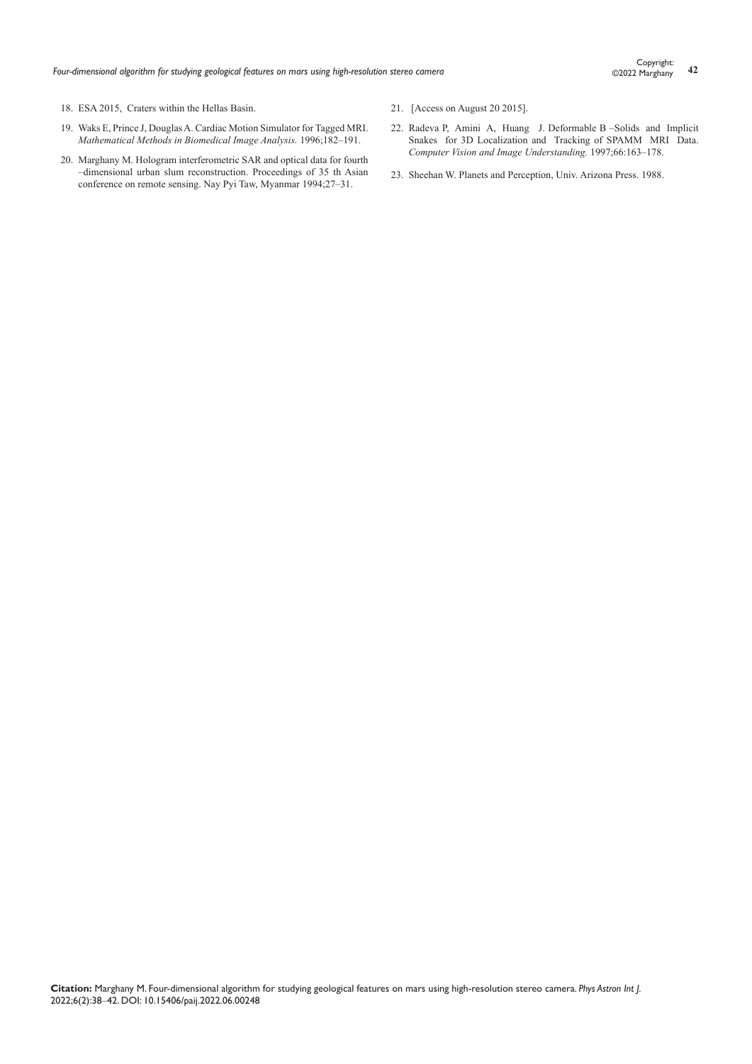18. ESA 2015, Craters within the Hellas Basin.
19. Waks E, Prince J, Douglas A. Cardiac Motion Simulator for Tagged MRI. *Mathematical Methods in Biomedical Image Analysis.* 1996;182–191.
20. Marghany M. Hologram interferometric SAR and optical data for fourth –dimensional urban slum reconstruction. Proceedings of 35 th Asian conference on remote sensing. Nay Pyi Taw, Myanmar 1994;27–31.
21. [Access on August 20 2015].
22. Radeva P, Amini A, Huang J. Deformable B –Solids and Implicit Snakes for 3D Localization and Tracking of SPAMM MRI Data. *Computer Vision and Image Understanding.* 1997;66:163–178.
23. Sheehan W. Planets and Perception, Univ. Arizona Press. 1988.